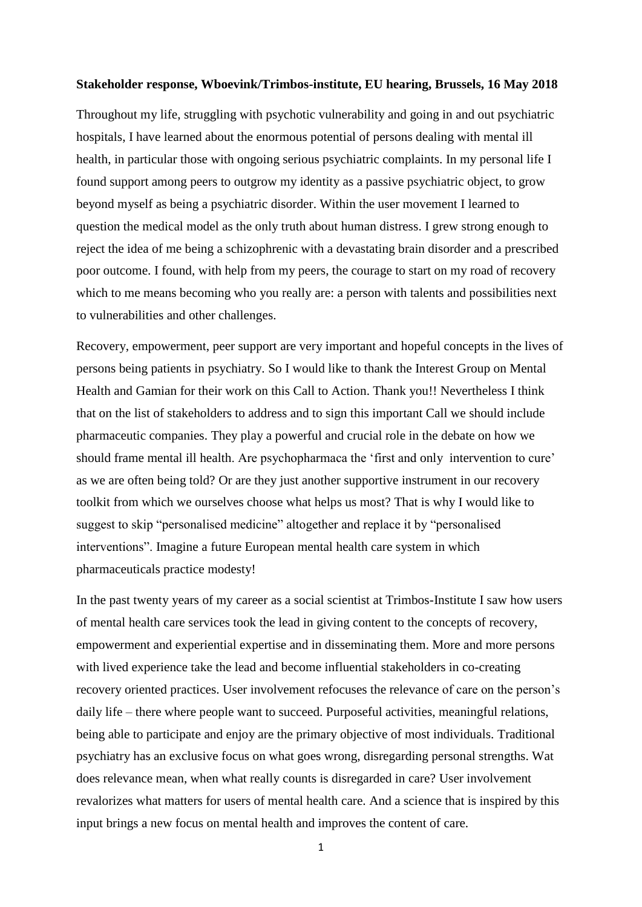**Stakeholder response, Wboevink/Trimbos-institute, EU hearing, Brussels, 16 May 2018**

Throughout my life, struggling with psychotic vulnerability and going in and out psychiatric hospitals, I have learned about the enormous potential of persons dealing with mental ill health, in particular those with ongoing serious psychiatric complaints. In my personal life I found support among peers to outgrow my identity as a passive psychiatric object, to grow beyond myself as being a psychiatric disorder. Within the user movement I learned to question the medical model as the only truth about human distress. I grew strong enough to reject the idea of me being a schizophrenic with a devastating brain disorder and a prescribed poor outcome. I found, with help from my peers, the courage to start on my road of recovery which to me means becoming who you really are: a person with talents and possibilities next to vulnerabilities and other challenges.

Recovery, empowerment, peer support are very important and hopeful concepts in the lives of persons being patients in psychiatry. So I would like to thank the Interest Group on Mental Health and Gamian for their work on this Call to Action. Thank you!! Nevertheless I think that on the list of stakeholders to address and to sign this important Call we should include pharmaceutic companies. They play a powerful and crucial role in the debate on how we should frame mental ill health. Are psychopharmaca the 'first and only intervention to cure' as we are often being told? Or are they just another supportive instrument in our recovery toolkit from which we ourselves choose what helps us most? That is why I would like to suggest to skip "personalised medicine" altogether and replace it by "personalised interventions". Imagine a future European mental health care system in which pharmaceuticals practice modesty!

In the past twenty years of my career as a social scientist at Trimbos-Institute I saw how users of mental health care services took the lead in giving content to the concepts of recovery, empowerment and experiential expertise and in disseminating them. More and more persons with lived experience take the lead and become influential stakeholders in co-creating recovery oriented practices. User involvement refocuses the relevance of care on the person's daily life – there where people want to succeed. Purposeful activities, meaningful relations, being able to participate and enjoy are the primary objective of most individuals. Traditional psychiatry has an exclusive focus on what goes wrong, disregarding personal strengths. Wat does relevance mean, when what really counts is disregarded in care? User involvement revalorizes what matters for users of mental health care. And a science that is inspired by this input brings a new focus on mental health and improves the content of care.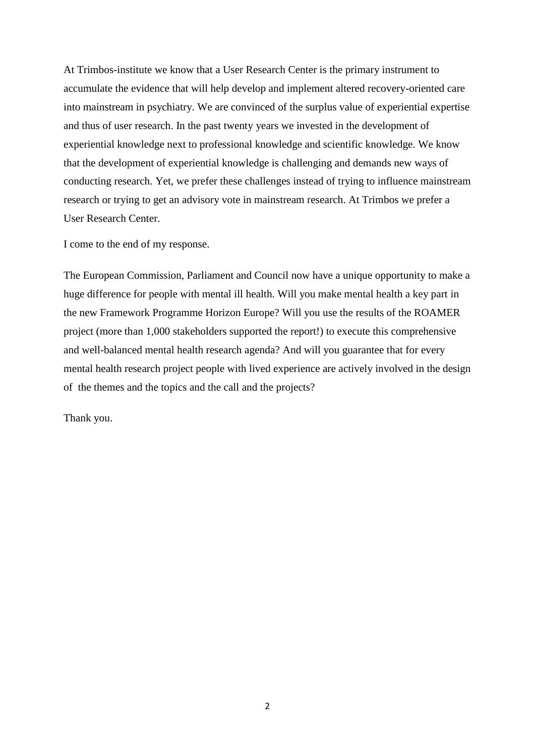At Trimbos-institute we know that a User Research Center is the primary instrument to accumulate the evidence that will help develop and implement altered recovery-oriented care into mainstream in psychiatry. We are convinced of the surplus value of experiential expertise and thus of user research. In the past twenty years we invested in the development of experiential knowledge next to professional knowledge and scientific knowledge. We know that the development of experiential knowledge is challenging and demands new ways of conducting research. Yet, we prefer these challenges instead of trying to influence mainstream research or trying to get an advisory vote in mainstream research. At Trimbos we prefer a User Research Center.

I come to the end of my response.

The European Commission, Parliament and Council now have a unique opportunity to make a huge difference for people with mental ill health. Will you make mental health a key part in the new Framework Programme Horizon Europe? Will you use the results of the ROAMER project (more than 1,000 stakeholders supported the report!) to execute this comprehensive and well-balanced mental health research agenda? And will you guarantee that for every mental health research project people with lived experience are actively involved in the design of the themes and the topics and the call and the projects?

Thank you.